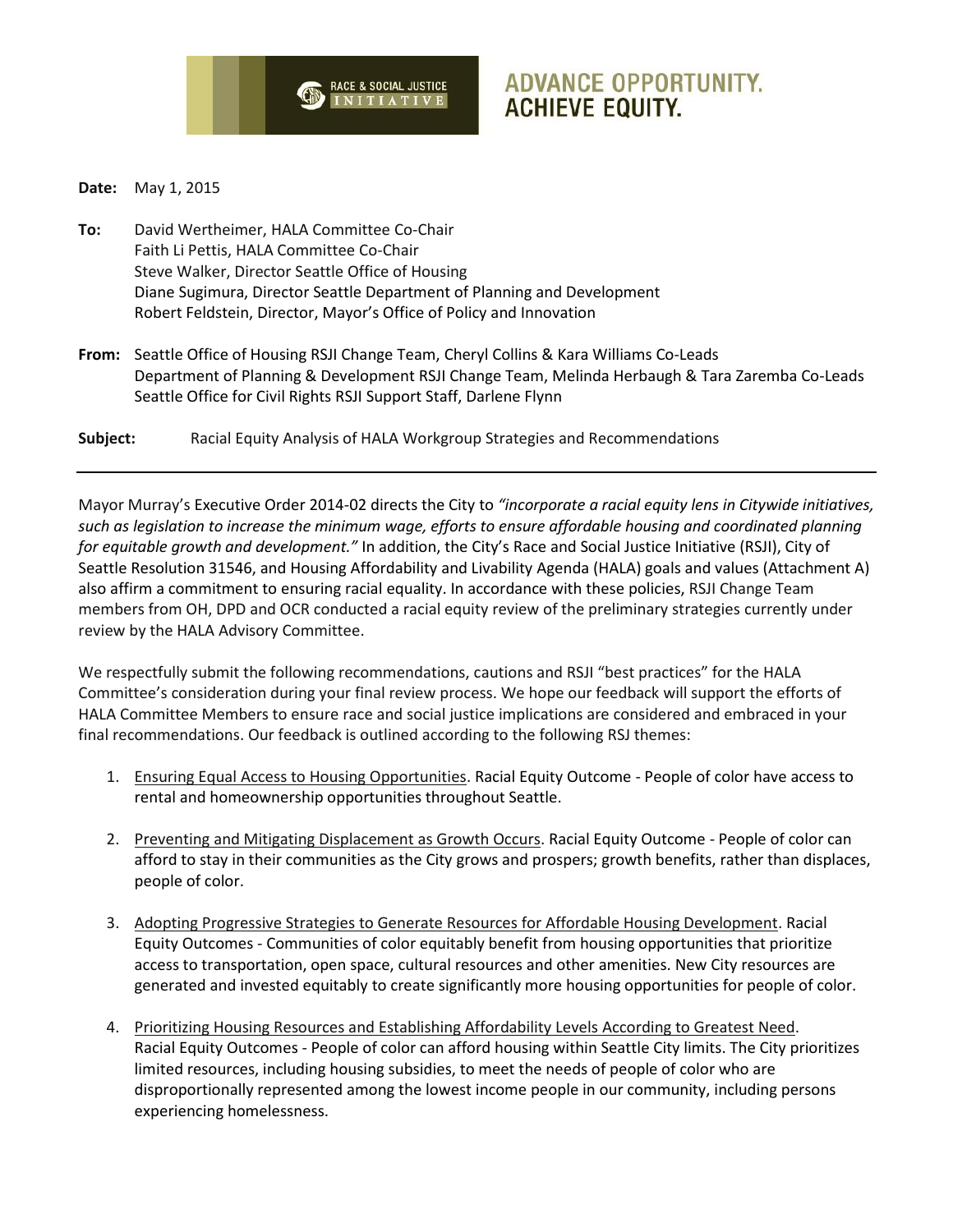RACE & SOCIAL JUSTICE INITIATIVE

**ADVANCE OPPORTUNITY. ACHIEVE EQUITY.**

**Date:** May 1, 2015

**To:** David Wertheimer, HALA Committee Co-Chair
Faith Li Pettis, HALA Committee Co-Chair
Steve Walker, Director Seattle Office of Housing
Diane Sugimura, Director Seattle Department of Planning and Development
Robert Feldstein, Director, Mayor's Office of Policy and Innovation

**From:** Seattle Office of Housing RSJI Change Team, Cheryl Collins & Kara Williams Co-Leads
Department of Planning & Development RSJI Change Team, Melinda Herbaugh & Tara Zaremba Co-Leads
Seattle Office for Civil Rights RSJI Support Staff, Darlene Flynn

**Subject:** Racial Equity Analysis of HALA Workgroup Strategies and Recommendations

---

Mayor Murray's Executive Order 2014-02 directs the City to *"incorporate a racial equity lens in Citywide initiatives, such as legislation to increase the minimum wage, efforts to ensure affordable housing and coordinated planning for equitable growth and development."* In addition, the City's Race and Social Justice Initiative (RSJI), City of Seattle Resolution 31546, and Housing Affordability and Livability Agenda (HALA) goals and values (Attachment A) also affirm a commitment to ensuring racial equality. In accordance with these policies, RSJI Change Team members from OH, DPD and OCR conducted a racial equity review of the preliminary strategies currently under review by the HALA Advisory Committee.

We respectfully submit the following recommendations, cautions and RSJI "best practices" for the HALA Committee's consideration during your final review process. We hope our feedback will support the efforts of HALA Committee Members to ensure race and social justice implications are considered and embraced in your final recommendations. Our feedback is outlined according to the following RSJ themes:

1. Ensuring Equal Access to Housing Opportunities. Racial Equity Outcome - People of color have access to rental and homeownership opportunities throughout Seattle.

2. Preventing and Mitigating Displacement as Growth Occurs. Racial Equity Outcome - People of color can afford to stay in their communities as the City grows and prospers; growth benefits, rather than displaces, people of color.

3. Adopting Progressive Strategies to Generate Resources for Affordable Housing Development. Racial Equity Outcomes - Communities of color equitably benefit from housing opportunities that prioritize access to transportation, open space, cultural resources and other amenities. New City resources are generated and invested equitably to create significantly more housing opportunities for people of color.

4. Prioritizing Housing Resources and Establishing Affordability Levels According to Greatest Need. Racial Equity Outcomes - People of color can afford housing within Seattle City limits. The City prioritizes limited resources, including housing subsidies, to meet the needs of people of color who are disproportionally represented among the lowest income people in our community, including persons experiencing homelessness.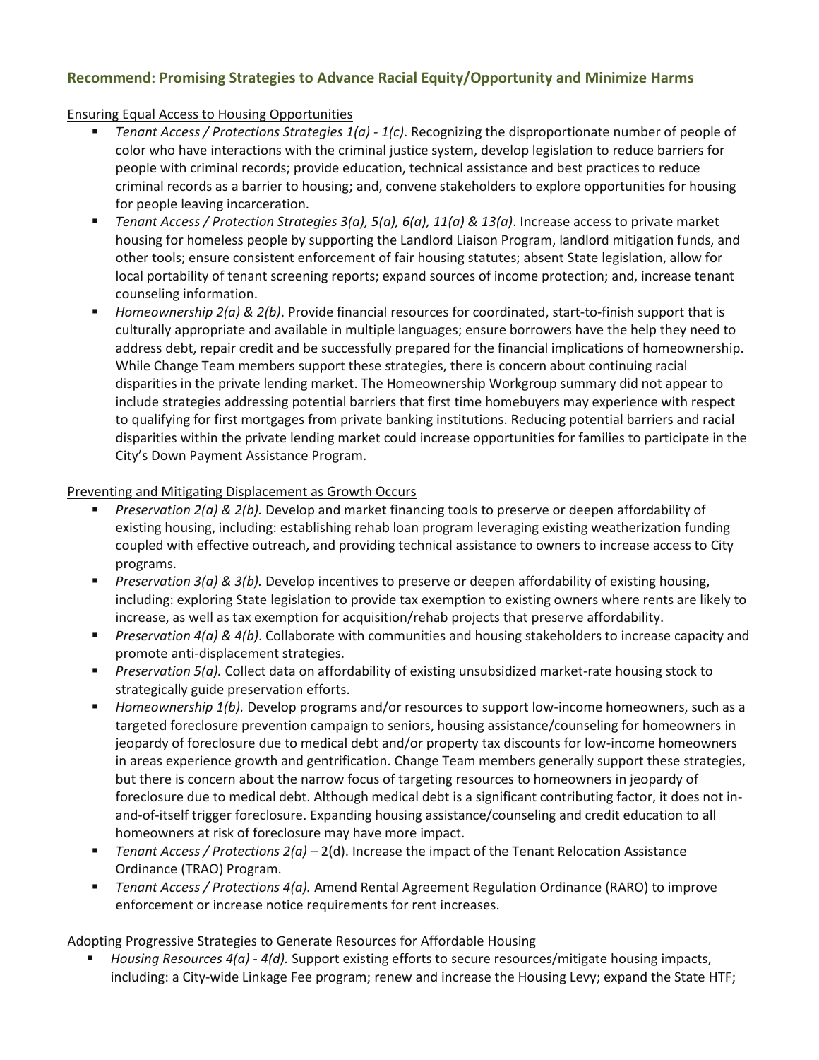## Recommend: Promising Strategies to Advance Racial Equity/Opportunity and Minimize Harms

Ensuring Equal Access to Housing Opportunities

- *Tenant Access / Protections Strategies 1(a) - 1(c)*. Recognizing the disproportionate number of people of color who have interactions with the criminal justice system, develop legislation to reduce barriers for people with criminal records; provide education, technical assistance and best practices to reduce criminal records as a barrier to housing; and, convene stakeholders to explore opportunities for housing for people leaving incarceration.
- *Tenant Access / Protection Strategies 3(a), 5(a), 6(a), 11(a) & 13(a)*. Increase access to private market housing for homeless people by supporting the Landlord Liaison Program, landlord mitigation funds, and other tools; ensure consistent enforcement of fair housing statutes; absent State legislation, allow for local portability of tenant screening reports; expand sources of income protection; and, increase tenant counseling information.
- *Homeownership 2(a) & 2(b)*. Provide financial resources for coordinated, start-to-finish support that is culturally appropriate and available in multiple languages; ensure borrowers have the help they need to address debt, repair credit and be successfully prepared for the financial implications of homeownership. While Change Team members support these strategies, there is concern about continuing racial disparities in the private lending market. The Homeownership Workgroup summary did not appear to include strategies addressing potential barriers that first time homebuyers may experience with respect to qualifying for first mortgages from private banking institutions. Reducing potential barriers and racial disparities within the private lending market could increase opportunities for families to participate in the City's Down Payment Assistance Program.

Preventing and Mitigating Displacement as Growth Occurs

- *Preservation 2(a) & 2(b).* Develop and market financing tools to preserve or deepen affordability of existing housing, including: establishing rehab loan program leveraging existing weatherization funding coupled with effective outreach, and providing technical assistance to owners to increase access to City programs.
- *Preservation 3(a) & 3(b).* Develop incentives to preserve or deepen affordability of existing housing, including: exploring State legislation to provide tax exemption to existing owners where rents are likely to increase, as well as tax exemption for acquisition/rehab projects that preserve affordability.
- *Preservation 4(a) & 4(b)*. Collaborate with communities and housing stakeholders to increase capacity and promote anti-displacement strategies.
- *Preservation 5(a).* Collect data on affordability of existing unsubsidized market-rate housing stock to strategically guide preservation efforts.
- *Homeownership 1(b).* Develop programs and/or resources to support low-income homeowners, such as a targeted foreclosure prevention campaign to seniors, housing assistance/counseling for homeowners in jeopardy of foreclosure due to medical debt and/or property tax discounts for low-income homeowners in areas experience growth and gentrification. Change Team members generally support these strategies, but there is concern about the narrow focus of targeting resources to homeowners in jeopardy of foreclosure due to medical debt. Although medical debt is a significant contributing factor, it does not in-and-of-itself trigger foreclosure. Expanding housing assistance/counseling and credit education to all homeowners at risk of foreclosure may have more impact.
- *Tenant Access / Protections 2(a)* – 2(d). Increase the impact of the Tenant Relocation Assistance Ordinance (TRAO) Program.
- *Tenant Access / Protections 4(a).* Amend Rental Agreement Regulation Ordinance (RARO) to improve enforcement or increase notice requirements for rent increases.

Adopting Progressive Strategies to Generate Resources for Affordable Housing

- *Housing Resources 4(a) - 4(d).* Support existing efforts to secure resources/mitigate housing impacts, including: a City-wide Linkage Fee program; renew and increase the Housing Levy; expand the State HTF;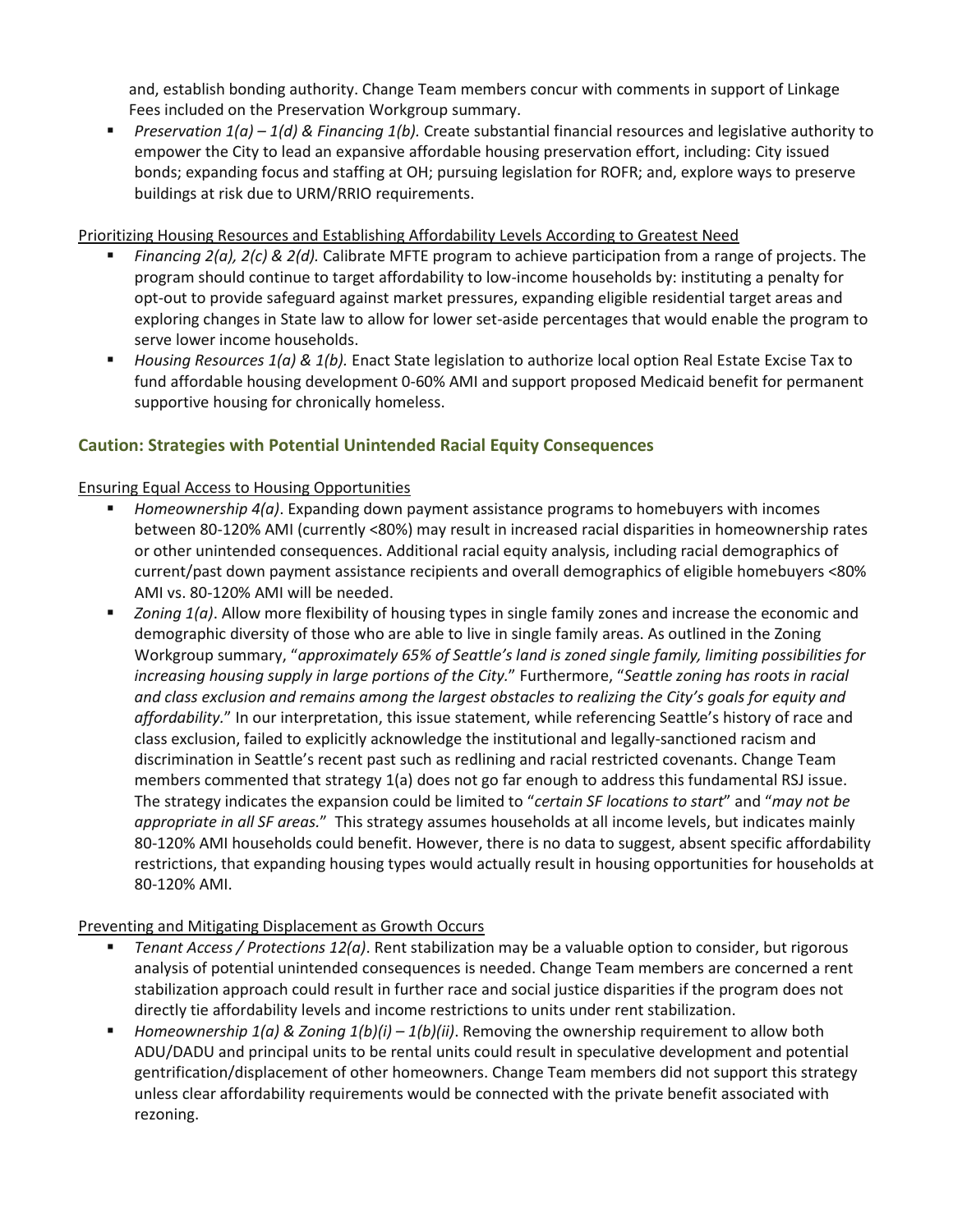and, establish bonding authority. Change Team members concur with comments in support of Linkage Fees included on the Preservation Workgroup summary.

- *Preservation 1(a) – 1(d) & Financing 1(b).* Create substantial financial resources and legislative authority to empower the City to lead an expansive affordable housing preservation effort, including: City issued bonds; expanding focus and staffing at OH; pursuing legislation for ROFR; and, explore ways to preserve buildings at risk due to URM/RRIO requirements.

<u>Prioritizing Housing Resources and Establishing Affordability Levels According to Greatest Need</u>

- *Financing 2(a), 2(c) & 2(d).* Calibrate MFTE program to achieve participation from a range of projects. The program should continue to target affordability to low-income households by: instituting a penalty for opt-out to provide safeguard against market pressures, expanding eligible residential target areas and exploring changes in State law to allow for lower set-aside percentages that would enable the program to serve lower income households.
- *Housing Resources 1(a) & 1(b).* Enact State legislation to authorize local option Real Estate Excise Tax to fund affordable housing development 0-60% AMI and support proposed Medicaid benefit for permanent supportive housing for chronically homeless.

### Caution: Strategies with Potential Unintended Racial Equity Consequences

<u>Ensuring Equal Access to Housing Opportunities</u>

- *Homeownership 4(a)*. Expanding down payment assistance programs to homebuyers with incomes between 80-120% AMI (currently <80%) may result in increased racial disparities in homeownership rates or other unintended consequences. Additional racial equity analysis, including racial demographics of current/past down payment assistance recipients and overall demographics of eligible homebuyers <80% AMI vs. 80-120% AMI will be needed.
- *Zoning 1(a)*. Allow more flexibility of housing types in single family zones and increase the economic and demographic diversity of those who are able to live in single family areas. As outlined in the Zoning Workgroup summary, "*approximately 65% of Seattle's land is zoned single family, limiting possibilities for increasing housing supply in large portions of the City.*" Furthermore, "*Seattle zoning has roots in racial and class exclusion and remains among the largest obstacles to realizing the City's goals for equity and affordability.*" In our interpretation, this issue statement, while referencing Seattle's history of race and class exclusion, failed to explicitly acknowledge the institutional and legally-sanctioned racism and discrimination in Seattle's recent past such as redlining and racial restricted covenants. Change Team members commented that strategy 1(a) does not go far enough to address this fundamental RSJ issue. The strategy indicates the expansion could be limited to "*certain SF locations to start*" and "*may not be appropriate in all SF areas.*" This strategy assumes households at all income levels, but indicates mainly 80-120% AMI households could benefit. However, there is no data to suggest, absent specific affordability restrictions, that expanding housing types would actually result in housing opportunities for households at 80-120% AMI.

<u>Preventing and Mitigating Displacement as Growth Occurs</u>

- *Tenant Access / Protections 12(a)*. Rent stabilization may be a valuable option to consider, but rigorous analysis of potential unintended consequences is needed. Change Team members are concerned a rent stabilization approach could result in further race and social justice disparities if the program does not directly tie affordability levels and income restrictions to units under rent stabilization.
- *Homeownership 1(a) & Zoning 1(b)(i) – 1(b)(ii)*. Removing the ownership requirement to allow both ADU/DADU and principal units to be rental units could result in speculative development and potential gentrification/displacement of other homeowners. Change Team members did not support this strategy unless clear affordability requirements would be connected with the private benefit associated with rezoning.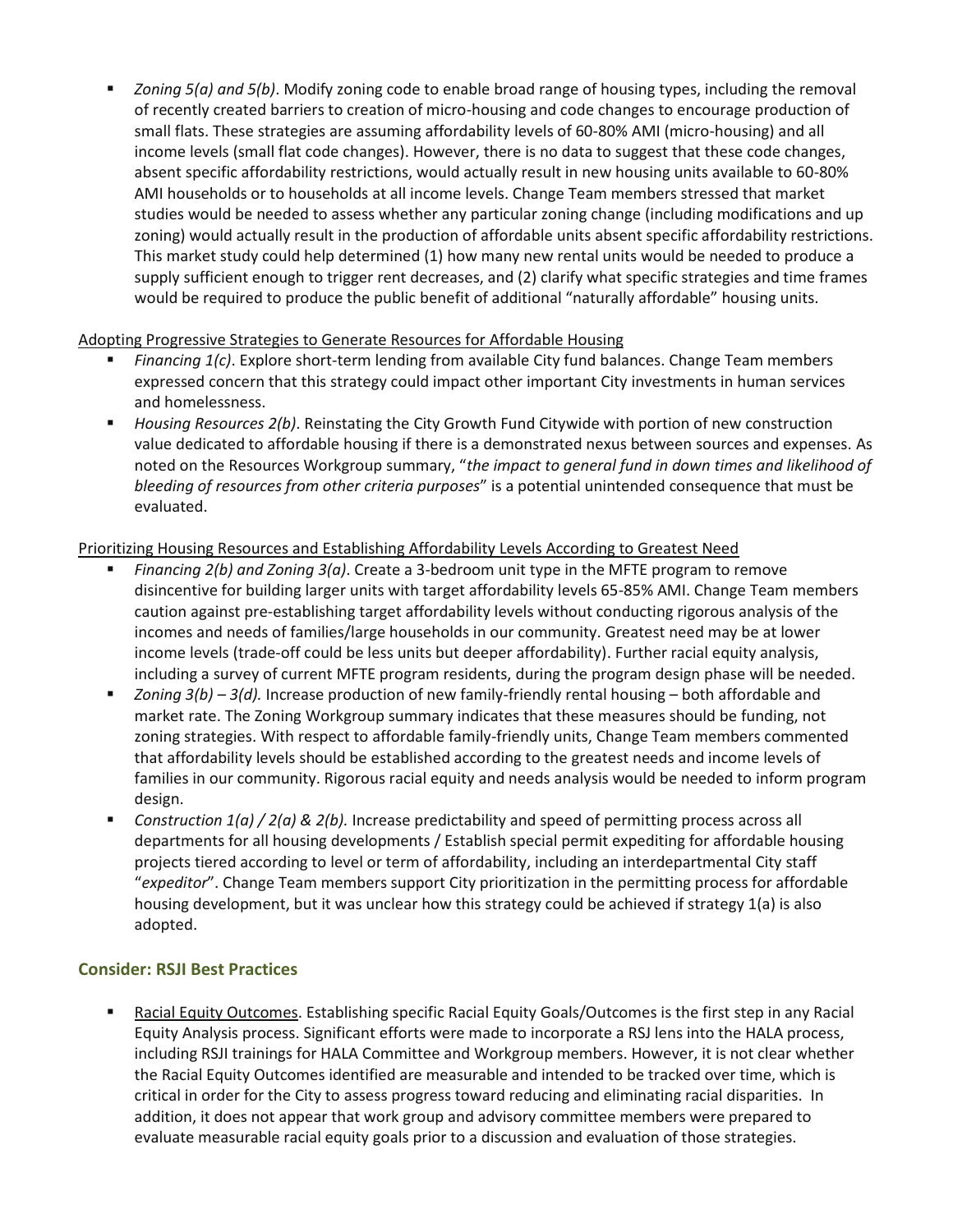- *Zoning 5(a) and 5(b)*. Modify zoning code to enable broad range of housing types, including the removal of recently created barriers to creation of micro-housing and code changes to encourage production of small flats. These strategies are assuming affordability levels of 60-80% AMI (micro-housing) and all income levels (small flat code changes). However, there is no data to suggest that these code changes, absent specific affordability restrictions, would actually result in new housing units available to 60-80% AMI households or to households at all income levels. Change Team members stressed that market studies would be needed to assess whether any particular zoning change (including modifications and up zoning) would actually result in the production of affordable units absent specific affordability restrictions. This market study could help determined (1) how many new rental units would be needed to produce a supply sufficient enough to trigger rent decreases, and (2) clarify what specific strategies and time frames would be required to produce the public benefit of additional "naturally affordable" housing units.

<u>Adopting Progressive Strategies to Generate Resources for Affordable Housing</u>

- *Financing 1(c)*. Explore short-term lending from available City fund balances. Change Team members expressed concern that this strategy could impact other important City investments in human services and homelessness.
- *Housing Resources 2(b)*. Reinstating the City Growth Fund Citywide with portion of new construction value dedicated to affordable housing if there is a demonstrated nexus between sources and expenses. As noted on the Resources Workgroup summary, "*the impact to general fund in down times and likelihood of bleeding of resources from other criteria purposes*" is a potential unintended consequence that must be evaluated.

<u>Prioritizing Housing Resources and Establishing Affordability Levels According to Greatest Need</u>

- *Financing 2(b) and Zoning 3(a)*. Create a 3-bedroom unit type in the MFTE program to remove disincentive for building larger units with target affordability levels 65-85% AMI. Change Team members caution against pre-establishing target affordability levels without conducting rigorous analysis of the incomes and needs of families/large households in our community. Greatest need may be at lower income levels (trade-off could be less units but deeper affordability). Further racial equity analysis, including a survey of current MFTE program residents, during the program design phase will be needed.
- *Zoning 3(b) – 3(d).* Increase production of new family-friendly rental housing – both affordable and market rate. The Zoning Workgroup summary indicates that these measures should be funding, not zoning strategies. With respect to affordable family-friendly units, Change Team members commented that affordability levels should be established according to the greatest needs and income levels of families in our community. Rigorous racial equity and needs analysis would be needed to inform program design.
- *Construction 1(a) / 2(a) & 2(b).* Increase predictability and speed of permitting process across all departments for all housing developments / Establish special permit expediting for affordable housing projects tiered according to level or term of affordability, including an interdepartmental City staff "*expeditor*". Change Team members support City prioritization in the permitting process for affordable housing development, but it was unclear how this strategy could be achieved if strategy 1(a) is also adopted.

### Consider: RSJI Best Practices

- <u>Racial Equity Outcomes</u>. Establishing specific Racial Equity Goals/Outcomes is the first step in any Racial Equity Analysis process. Significant efforts were made to incorporate a RSJ lens into the HALA process, including RSJI trainings for HALA Committee and Workgroup members. However, it is not clear whether the Racial Equity Outcomes identified are measurable and intended to be tracked over time, which is critical in order for the City to assess progress toward reducing and eliminating racial disparities. In addition, it does not appear that work group and advisory committee members were prepared to evaluate measurable racial equity goals prior to a discussion and evaluation of those strategies.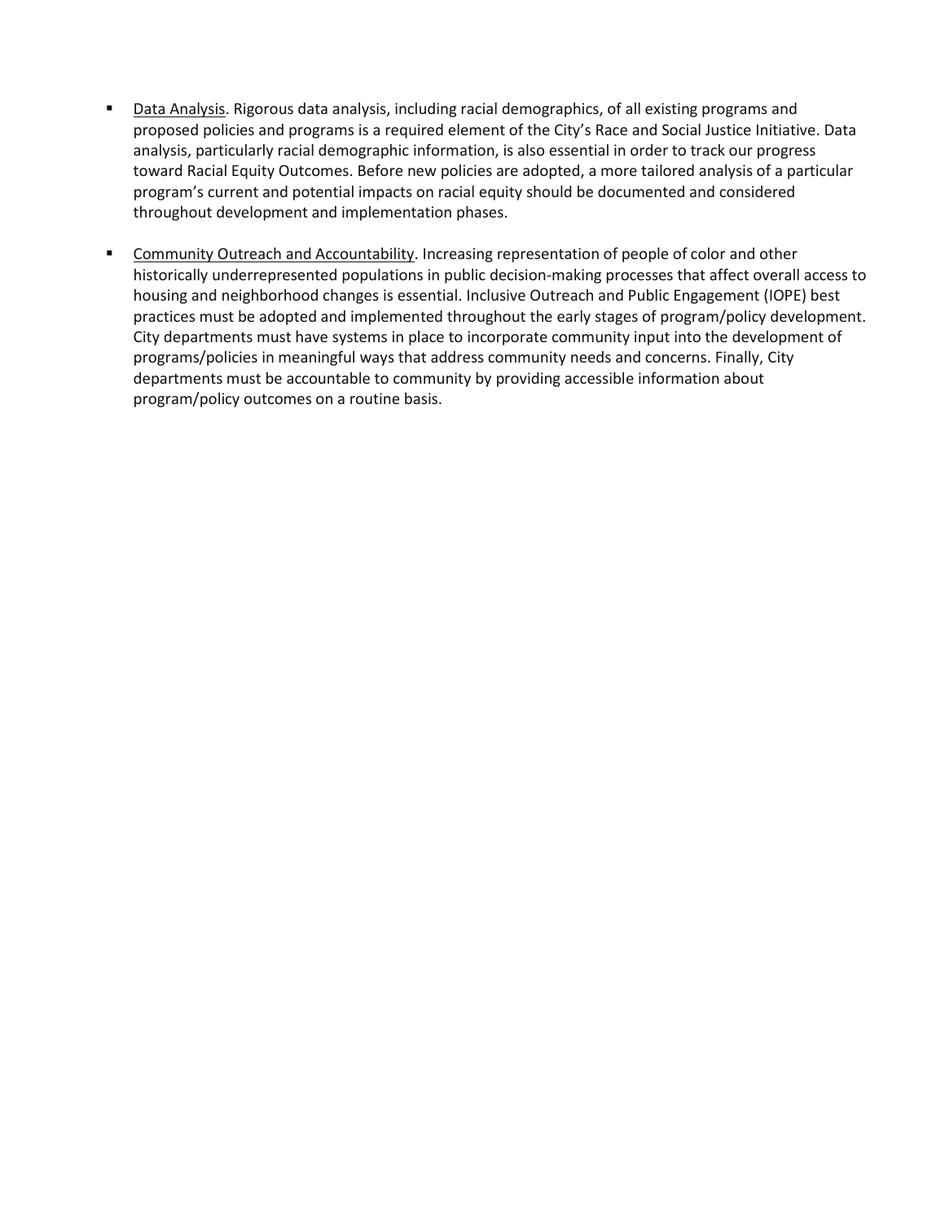- Data Analysis. Rigorous data analysis, including racial demographics, of all existing programs and proposed policies and programs is a required element of the City's Race and Social Justice Initiative. Data analysis, particularly racial demographic information, is also essential in order to track our progress toward Racial Equity Outcomes. Before new policies are adopted, a more tailored analysis of a particular program's current and potential impacts on racial equity should be documented and considered throughout development and implementation phases.

- Community Outreach and Accountability. Increasing representation of people of color and other historically underrepresented populations in public decision-making processes that affect overall access to housing and neighborhood changes is essential. Inclusive Outreach and Public Engagement (IOPE) best practices must be adopted and implemented throughout the early stages of program/policy development. City departments must have systems in place to incorporate community input into the development of programs/policies in meaningful ways that address community needs and concerns. Finally, City departments must be accountable to community by providing accessible information about program/policy outcomes on a routine basis.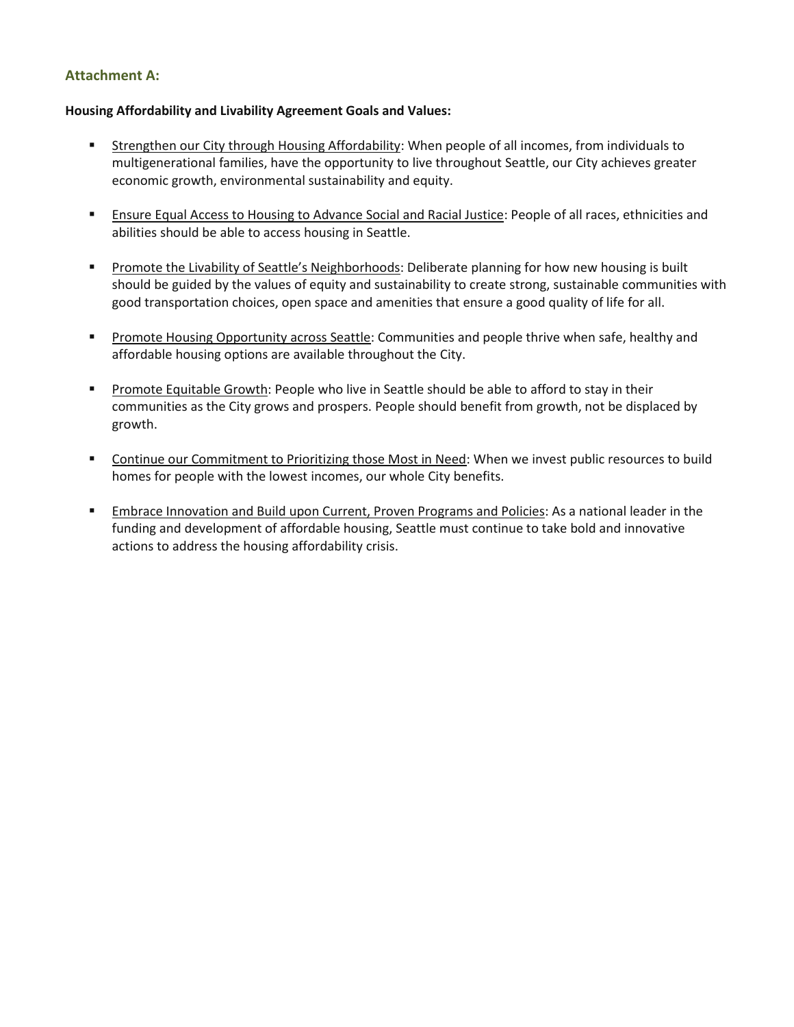## Attachment A:

**Housing Affordability and Livability Agreement Goals and Values:**

- <u>Strengthen our City through Housing Affordability</u>: When people of all incomes, from individuals to multigenerational families, have the opportunity to live throughout Seattle, our City achieves greater economic growth, environmental sustainability and equity.

- <u>Ensure Equal Access to Housing to Advance Social and Racial Justice</u>: People of all races, ethnicities and abilities should be able to access housing in Seattle.

- <u>Promote the Livability of Seattle's Neighborhoods</u>: Deliberate planning for how new housing is built should be guided by the values of equity and sustainability to create strong, sustainable communities with good transportation choices, open space and amenities that ensure a good quality of life for all.

- <u>Promote Housing Opportunity across Seattle</u>: Communities and people thrive when safe, healthy and affordable housing options are available throughout the City.

- <u>Promote Equitable Growth</u>: People who live in Seattle should be able to afford to stay in their communities as the City grows and prospers. People should benefit from growth, not be displaced by growth.

- <u>Continue our Commitment to Prioritizing those Most in Need</u>: When we invest public resources to build homes for people with the lowest incomes, our whole City benefits.

- <u>Embrace Innovation and Build upon Current, Proven Programs and Policies</u>: As a national leader in the funding and development of affordable housing, Seattle must continue to take bold and innovative actions to address the housing affordability crisis.